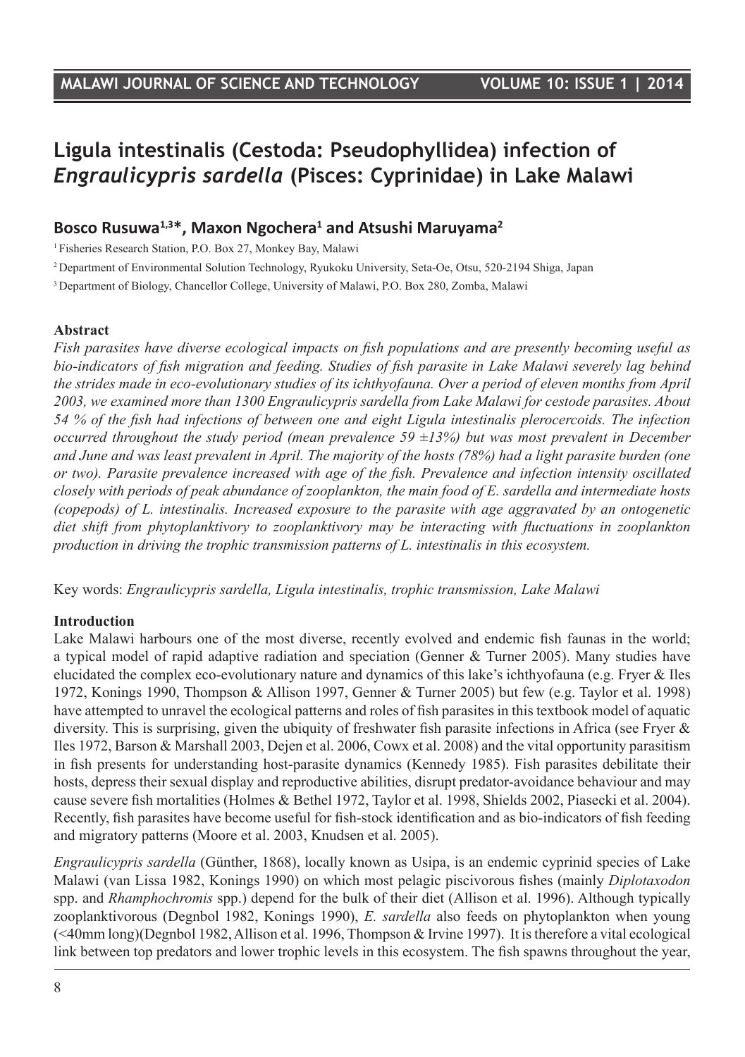# Ligula intestinalis (Cestoda: Pseudophyllidea) infection of *Engraulicypris sardella* (Pisces: Cyprinidae) in Lake Malawi

## Bosco Rusuwa[1,3]*, Maxon Ngochera[1] and Atsushi Maruyama[2]

[1] Fisheries Research Station, P.O. Box 27, Monkey Bay, Malawi

[2] Department of Environmental Solution Technology, Ryukoku University, Seta-Oe, Otsu, 520-2194 Shiga, Japan

[3] Department of Biology, Chancellor College, University of Malawi, P.O. Box 280, Zomba, Malawi

**Abstract**

*Fish parasites have diverse ecological impacts on fish populations and are presently becoming useful as bio-indicators of fish migration and feeding. Studies of fish parasite in Lake Malawi severely lag behind the strides made in eco-evolutionary studies of its ichthyofauna. Over a period of eleven months from April 2003, we examined more than 1300 Engraulicypris sardella from Lake Malawi for cestode parasites. About 54 % of the fish had infections of between one and eight Ligula intestinalis plerocercoids. The infection occurred throughout the study period (mean prevalence 59 ±13%) but was most prevalent in December and June and was least prevalent in April. The majority of the hosts (78%) had a light parasite burden (one or two). Parasite prevalence increased with age of the fish. Prevalence and infection intensity oscillated closely with periods of peak abundance of zooplankton, the main food of E. sardella and intermediate hosts (copepods) of L. intestinalis. Increased exposure to the parasite with age aggravated by an ontogenetic diet shift from phytoplanktivory to zooplanktivory may be interacting with fluctuations in zooplankton production in driving the trophic transmission patterns of L. intestinalis in this ecosystem.*

Key words: *Engraulicypris sardella, Ligula intestinalis, trophic transmission, Lake Malawi*

**Introduction**

Lake Malawi harbours one of the most diverse, recently evolved and endemic fish faunas in the world; a typical model of rapid adaptive radiation and speciation (Genner & Turner 2005). Many studies have elucidated the complex eco-evolutionary nature and dynamics of this lake's ichthyofauna (e.g. Fryer & Iles 1972, Konings 1990, Thompson & Allison 1997, Genner & Turner 2005) but few (e.g. Taylor et al. 1998) have attempted to unravel the ecological patterns and roles of fish parasites in this textbook model of aquatic diversity. This is surprising, given the ubiquity of freshwater fish parasite infections in Africa (see Fryer & Iles 1972, Barson & Marshall 2003, Dejen et al. 2006, Cowx et al. 2008) and the vital opportunity parasitism in fish presents for understanding host-parasite dynamics (Kennedy 1985). Fish parasites debilitate their hosts, depress their sexual display and reproductive abilities, disrupt predator-avoidance behaviour and may cause severe fish mortalities (Holmes & Bethel 1972, Taylor et al. 1998, Shields 2002, Piasecki et al. 2004). Recently, fish parasites have become useful for fish-stock identification and as bio-indicators of fish feeding and migratory patterns (Moore et al. 2003, Knudsen et al. 2005).

*Engraulicypris sardella* (Günther, 1868), locally known as Usipa, is an endemic cyprinid species of Lake Malawi (van Lissa 1982, Konings 1990) on which most pelagic piscivorous fishes (mainly *Diplotaxodon* spp. and *Rhamphochromis* spp.) depend for the bulk of their diet (Allison et al. 1996). Although typically zooplanktivorous (Degnbol 1982, Konings 1990), *E. sardella* also feeds on phytoplankton when young (<40mm long)(Degnbol 1982, Allison et al. 1996, Thompson & Irvine 1997). It is therefore a vital ecological link between top predators and lower trophic levels in this ecosystem. The fish spawns throughout the year,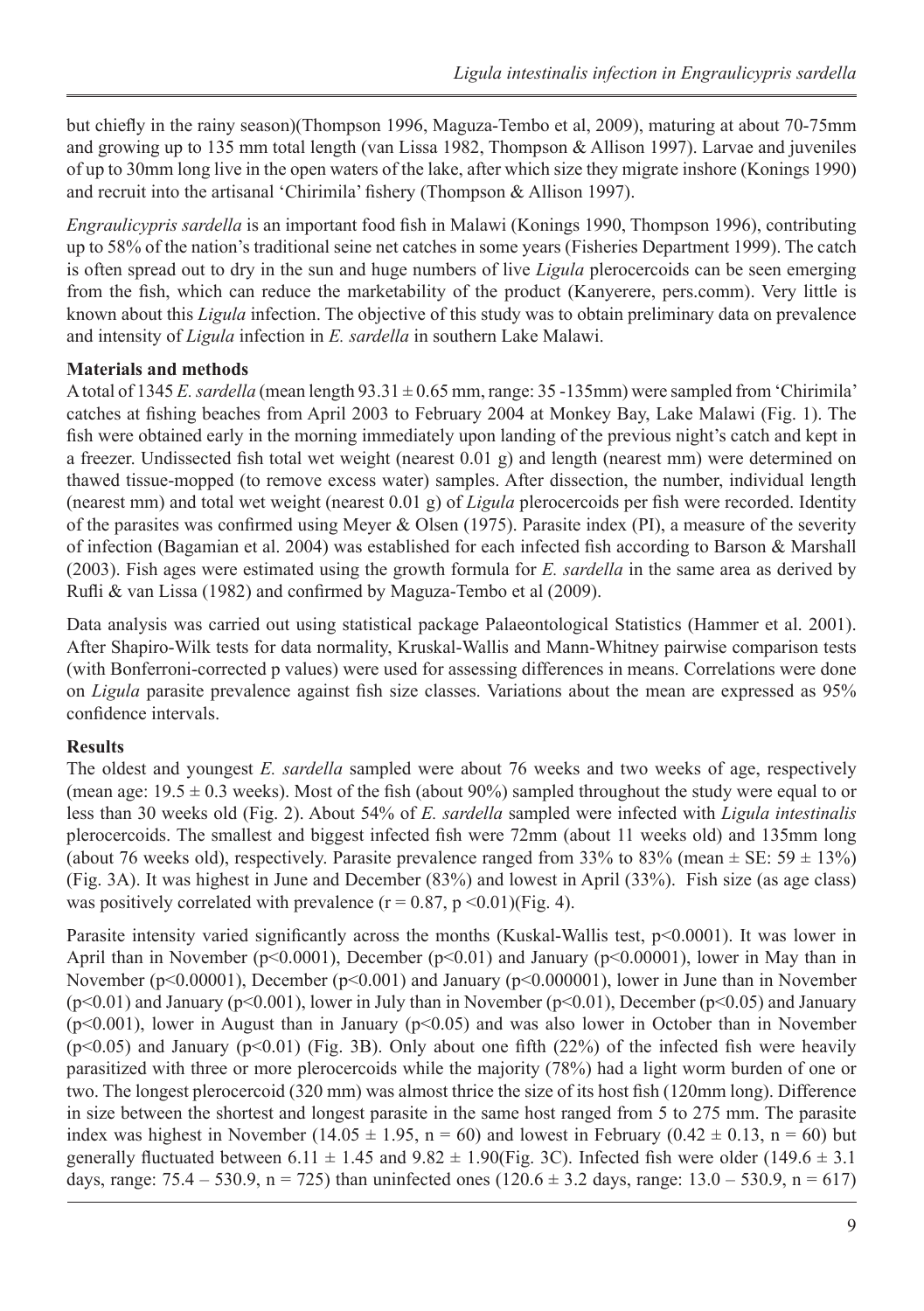but chiefly in the rainy season)(Thompson 1996, Maguza-Tembo et al, 2009), maturing at about 70-75mm and growing up to 135 mm total length (van Lissa 1982, Thompson & Allison 1997). Larvae and juveniles of up to 30mm long live in the open waters of the lake, after which size they migrate inshore (Konings 1990) and recruit into the artisanal 'Chirimila' fishery (Thompson & Allison 1997).

*Engraulicypris sardella* is an important food fish in Malawi (Konings 1990, Thompson 1996), contributing up to 58% of the nation's traditional seine net catches in some years (Fisheries Department 1999). The catch is often spread out to dry in the sun and huge numbers of live *Ligula* plerocercoids can be seen emerging from the fish, which can reduce the marketability of the product (Kanyerere, pers.comm). Very little is known about this *Ligula* infection. The objective of this study was to obtain preliminary data on prevalence and intensity of *Ligula* infection in *E. sardella* in southern Lake Malawi.

**Materials and methods**

A total of 1345 *E. sardella* (mean length 93.31 ± 0.65 mm, range: 35 -135mm) were sampled from 'Chirimila' catches at fishing beaches from April 2003 to February 2004 at Monkey Bay, Lake Malawi (Fig. 1). The fish were obtained early in the morning immediately upon landing of the previous night's catch and kept in a freezer. Undissected fish total wet weight (nearest 0.01 g) and length (nearest mm) were determined on thawed tissue-mopped (to remove excess water) samples. After dissection, the number, individual length (nearest mm) and total wet weight (nearest 0.01 g) of *Ligula* plerocercoids per fish were recorded. Identity of the parasites was confirmed using Meyer & Olsen (1975). Parasite index (PI), a measure of the severity of infection (Bagamian et al. 2004) was established for each infected fish according to Barson & Marshall (2003). Fish ages were estimated using the growth formula for *E. sardella* in the same area as derived by Rufli & van Lissa (1982) and confirmed by Maguza-Tembo et al (2009).

Data analysis was carried out using statistical package Palaeontological Statistics (Hammer et al. 2001). After Shapiro-Wilk tests for data normality, Kruskal-Wallis and Mann-Whitney pairwise comparison tests (with Bonferroni-corrected p values) were used for assessing differences in means. Correlations were done on *Ligula* parasite prevalence against fish size classes. Variations about the mean are expressed as 95% confidence intervals.

**Results**

The oldest and youngest *E. sardella* sampled were about 76 weeks and two weeks of age, respectively (mean age: 19.5 ± 0.3 weeks). Most of the fish (about 90%) sampled throughout the study were equal to or less than 30 weeks old (Fig. 2). About 54% of *E. sardella* sampled were infected with *Ligula intestinalis* plerocercoids. The smallest and biggest infected fish were 72mm (about 11 weeks old) and 135mm long (about 76 weeks old), respectively. Parasite prevalence ranged from 33% to 83% (mean ± SE: 59 ± 13%) (Fig. 3A). It was highest in June and December (83%) and lowest in April (33%). Fish size (as age class) was positively correlated with prevalence ($r = 0.87$, $p < 0.01$)(Fig. 4).

Parasite intensity varied significantly across the months (Kuskal-Wallis test, $p<0.0001$). It was lower in April than in November ($p<0.0001$), December ($p<0.01$) and January ($p<0.00001$), lower in May than in November ($p<0.00001$), December ($p<0.001$) and January ($p<0.000001$), lower in June than in November ($p<0.01$) and January ($p<0.001$), lower in July than in November ($p<0.01$), December ($p<0.05$) and January ($p<0.001$), lower in August than in January ($p<0.05$) and was also lower in October than in November ($p<0.05$) and January ($p<0.01$) (Fig. 3B). Only about one fifth (22%) of the infected fish were heavily parasitized with three or more plerocercoids while the majority (78%) had a light worm burden of one or two. The longest plerocercoid (320 mm) was almost thrice the size of its host fish (120mm long). Difference in size between the shortest and longest parasite in the same host ranged from 5 to 275 mm. The parasite index was highest in November (14.05 ± 1.95, $n = 60$) and lowest in February (0.42 ± 0.13, $n = 60$) but generally fluctuated between 6.11 ± 1.45 and 9.82 ± 1.90(Fig. 3C). Infected fish were older (149.6 ± 3.1 days, range: 75.4 – 530.9, $n = 725$) than uninfected ones (120.6 ± 3.2 days, range: 13.0 – 530.9, $n = 617$)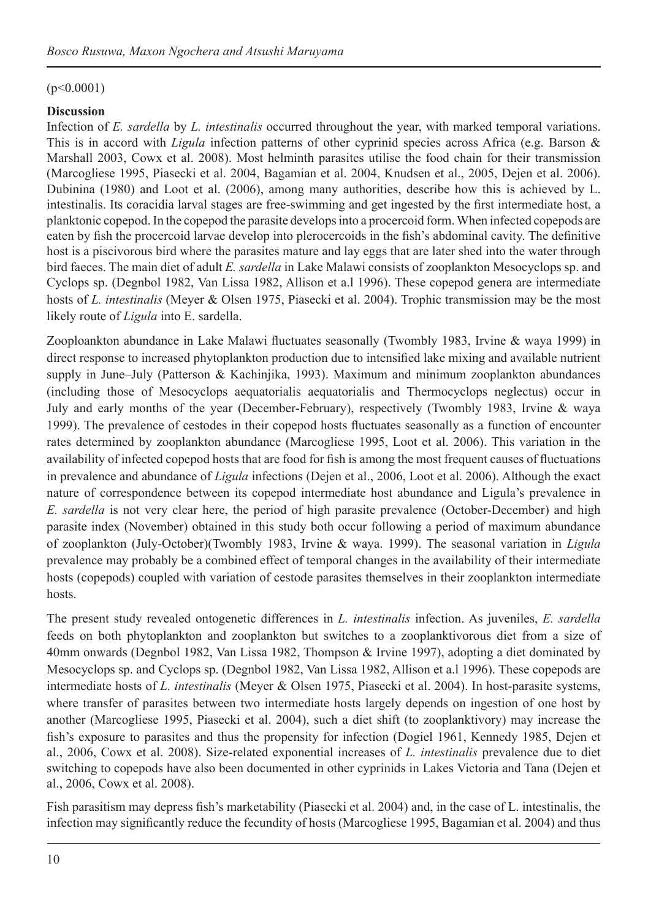(p<0.0001)

**Discussion**

Infection of *E. sardella* by *L. intestinalis* occurred throughout the year, with marked temporal variations. This is in accord with *Ligula* infection patterns of other cyprinid species across Africa (e.g. Barson & Marshall 2003, Cowx et al. 2008). Most helminth parasites utilise the food chain for their transmission (Marcogliese 1995, Piasecki et al. 2004, Bagamian et al. 2004, Knudsen et al., 2005, Dejen et al. 2006). Dubinina (1980) and Loot et al. (2006), among many authorities, describe how this is achieved by L. intestinalis. Its coracidia larval stages are free-swimming and get ingested by the first intermediate host, a planktonic copepod. In the copepod the parasite develops into a procercoid form. When infected copepods are eaten by fish the procercoid larvae develop into plerocercoids in the fish's abdominal cavity. The definitive host is a piscivorous bird where the parasites mature and lay eggs that are later shed into the water through bird faeces. The main diet of adult *E. sardella* in Lake Malawi consists of zooplankton Mesocyclops sp. and Cyclops sp. (Degnbol 1982, Van Lissa 1982, Allison et a.l 1996). These copepod genera are intermediate hosts of *L. intestinalis* (Meyer & Olsen 1975, Piasecki et al. 2004). Trophic transmission may be the most likely route of *Ligula* into E. sardella.

Zooploankton abundance in Lake Malawi fluctuates seasonally (Twombly 1983, Irvine & waya 1999) in direct response to increased phytoplankton production due to intensified lake mixing and available nutrient supply in June–July (Patterson & Kachinjika, 1993). Maximum and minimum zooplankton abundances (including those of Mesocyclops aequatorialis aequatorialis and Thermocyclops neglectus) occur in July and early months of the year (December-February), respectively (Twombly 1983, Irvine & waya 1999). The prevalence of cestodes in their copepod hosts fluctuates seasonally as a function of encounter rates determined by zooplankton abundance (Marcogliese 1995, Loot et al. 2006). This variation in the availability of infected copepod hosts that are food for fish is among the most frequent causes of fluctuations in prevalence and abundance of *Ligula* infections (Dejen et al., 2006, Loot et al. 2006). Although the exact nature of correspondence between its copepod intermediate host abundance and Ligula's prevalence in *E. sardella* is not very clear here, the period of high parasite prevalence (October-December) and high parasite index (November) obtained in this study both occur following a period of maximum abundance of zooplankton (July-October)(Twombly 1983, Irvine & waya. 1999). The seasonal variation in *Ligula* prevalence may probably be a combined effect of temporal changes in the availability of their intermediate hosts (copepods) coupled with variation of cestode parasites themselves in their zooplankton intermediate hosts.

The present study revealed ontogenetic differences in *L. intestinalis* infection. As juveniles, *E. sardella* feeds on both phytoplankton and zooplankton but switches to a zooplanktivorous diet from a size of 40mm onwards (Degnbol 1982, Van Lissa 1982, Thompson & Irvine 1997), adopting a diet dominated by Mesocyclops sp. and Cyclops sp. (Degnbol 1982, Van Lissa 1982, Allison et a.l 1996). These copepods are intermediate hosts of *L. intestinalis* (Meyer & Olsen 1975, Piasecki et al. 2004). In host-parasite systems, where transfer of parasites between two intermediate hosts largely depends on ingestion of one host by another (Marcogliese 1995, Piasecki et al. 2004), such a diet shift (to zooplanktivory) may increase the fish's exposure to parasites and thus the propensity for infection (Dogiel 1961, Kennedy 1985, Dejen et al., 2006, Cowx et al. 2008). Size-related exponential increases of *L. intestinalis* prevalence due to diet switching to copepods have also been documented in other cyprinids in Lakes Victoria and Tana (Dejen et al., 2006, Cowx et al. 2008).

Fish parasitism may depress fish's marketability (Piasecki et al. 2004) and, in the case of L. intestinalis, the infection may significantly reduce the fecundity of hosts (Marcogliese 1995, Bagamian et al. 2004) and thus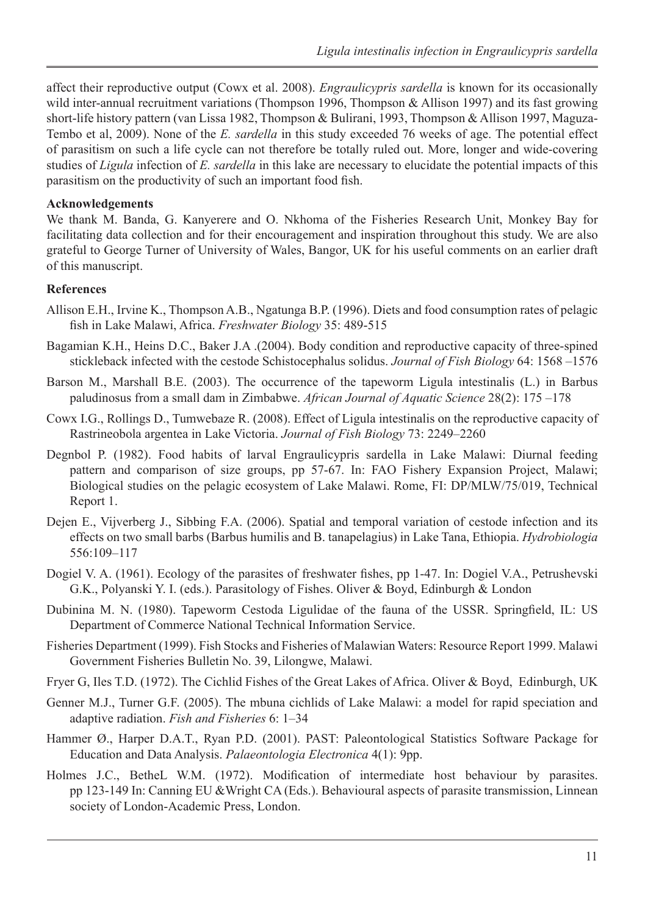affect their reproductive output (Cowx et al. 2008). *Engraulicypris sardella* is known for its occasionally wild inter-annual recruitment variations (Thompson 1996, Thompson & Allison 1997) and its fast growing short-life history pattern (van Lissa 1982, Thompson & Bulirani, 1993, Thompson & Allison 1997, Maguza-Tembo et al, 2009). None of the *E. sardella* in this study exceeded 76 weeks of age. The potential effect of parasitism on such a life cycle can not therefore be totally ruled out. More, longer and wide-covering studies of *Ligula* infection of *E. sardella* in this lake are necessary to elucidate the potential impacts of this parasitism on the productivity of such an important food fish.

**Acknowledgements**

We thank M. Banda, G. Kanyerere and O. Nkhoma of the Fisheries Research Unit, Monkey Bay for facilitating data collection and for their encouragement and inspiration throughout this study. We are also grateful to George Turner of University of Wales, Bangor, UK for his useful comments on an earlier draft of this manuscript.

**References**

Allison E.H., Irvine K., Thompson A.B., Ngatunga B.P. (1996). Diets and food consumption rates of pelagic fish in Lake Malawi, Africa. *Freshwater Biology* 35: 489-515

Bagamian K.H., Heins D.C., Baker J.A .(2004). Body condition and reproductive capacity of three-spined stickleback infected with the cestode Schistocephalus solidus. *Journal of Fish Biology* 64: 1568 –1576

Barson M., Marshall B.E. (2003). The occurrence of the tapeworm Ligula intestinalis (L.) in Barbus paludinosus from a small dam in Zimbabwe. *African Journal of Aquatic Science* 28(2): 175 –178

Cowx I.G., Rollings D., Tumwebaze R. (2008). Effect of Ligula intestinalis on the reproductive capacity of Rastrineobola argentea in Lake Victoria. *Journal of Fish Biology* 73: 2249–2260

Degnbol P. (1982). Food habits of larval Engraulicypris sardella in Lake Malawi: Diurnal feeding pattern and comparison of size groups, pp 57-67. In: FAO Fishery Expansion Project, Malawi; Biological studies on the pelagic ecosystem of Lake Malawi. Rome, FI: DP/MLW/75/019, Technical Report 1.

Dejen E., Vijverberg J., Sibbing F.A. (2006). Spatial and temporal variation of cestode infection and its effects on two small barbs (Barbus humilis and B. tanapelagius) in Lake Tana, Ethiopia. *Hydrobiologia* 556:109–117

Dogiel V. A. (1961). Ecology of the parasites of freshwater fishes, pp 1-47. In: Dogiel V.A., Petrushevski G.K., Polyanski Y. I. (eds.). Parasitology of Fishes. Oliver & Boyd, Edinburgh & London

Dubinina M. N. (1980). Tapeworm Cestoda Ligulidae of the fauna of the USSR. Springfield, IL: US Department of Commerce National Technical Information Service.

Fisheries Department (1999). Fish Stocks and Fisheries of Malawian Waters: Resource Report 1999. Malawi Government Fisheries Bulletin No. 39, Lilongwe, Malawi.

Fryer G, Iles T.D. (1972). The Cichlid Fishes of the Great Lakes of Africa. Oliver & Boyd, Edinburgh, UK

Genner M.J., Turner G.F. (2005). The mbuna cichlids of Lake Malawi: a model for rapid speciation and adaptive radiation. *Fish and Fisheries* 6: 1–34

Hammer Ø., Harper D.A.T., Ryan P.D. (2001). PAST: Paleontological Statistics Software Package for Education and Data Analysis. *Palaeontologia Electronica* 4(1): 9pp.

Holmes J.C., BetheL W.M. (1972). Modification of intermediate host behaviour by parasites. pp 123-149 In: Canning EU &Wright CA (Eds.). Behavioural aspects of parasite transmission, Linnean society of London-Academic Press, London.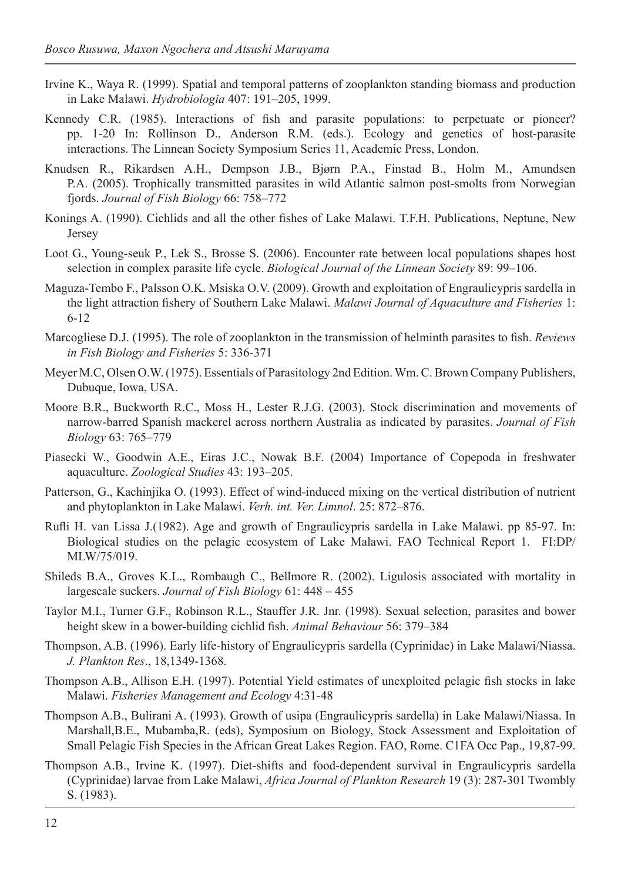Irvine K., Waya R. (1999). Spatial and temporal patterns of zooplankton standing biomass and production in Lake Malawi. *Hydrobiologia* 407: 191–205, 1999.

Kennedy C.R. (1985). Interactions of fish and parasite populations: to perpetuate or pioneer? pp. 1-20 In: Rollinson D., Anderson R.M. (eds.). Ecology and genetics of host-parasite interactions. The Linnean Society Symposium Series 11, Academic Press, London.

Knudsen R., Rikardsen A.H., Dempson J.B., Bjørn P.A., Finstad B., Holm M., Amundsen P.A. (2005). Trophically transmitted parasites in wild Atlantic salmon post-smolts from Norwegian fjords. *Journal of Fish Biology* 66: 758–772

Konings A. (1990). Cichlids and all the other fishes of Lake Malawi. T.F.H. Publications, Neptune, New Jersey

Loot G., Young-seuk P., Lek S., Brosse S. (2006). Encounter rate between local populations shapes host selection in complex parasite life cycle. *Biological Journal of the Linnean Society* 89: 99–106.

Maguza-Tembo F., Palsson O.K. Msiska O.V. (2009). Growth and exploitation of Engraulicypris sardella in the light attraction fishery of Southern Lake Malawi. *Malawi Journal of Aquaculture and Fisheries* 1: 6-12

Marcogliese D.J. (1995). The role of zooplankton in the transmission of helminth parasites to fish. *Reviews in Fish Biology and Fisheries* 5: 336-371

Meyer M.C, Olsen O.W. (1975). Essentials of Parasitology 2nd Edition. Wm. C. Brown Company Publishers, Dubuque, Iowa, USA.

Moore B.R., Buckworth R.C., Moss H., Lester R.J.G. (2003). Stock discrimination and movements of narrow-barred Spanish mackerel across northern Australia as indicated by parasites. *Journal of Fish Biology* 63: 765–779

Piasecki W., Goodwin A.E., Eiras J.C., Nowak B.F. (2004) Importance of Copepoda in freshwater aquaculture. *Zoological Studies* 43: 193–205.

Patterson, G., Kachinjika O. (1993). Effect of wind-induced mixing on the vertical distribution of nutrient and phytoplankton in Lake Malawi. *Verh. int. Ver. Limnol*. 25: 872–876.

Rufli H. van Lissa J.(1982). Age and growth of Engraulicypris sardella in Lake Malawi. pp 85-97. In: Biological studies on the pelagic ecosystem of Lake Malawi. FAO Technical Report 1. FI:DP/MLW/75/019.

Shileds B.A., Groves K.L., Rombaugh C., Bellmore R. (2002). Ligulosis associated with mortality in largescale suckers. *Journal of Fish Biology* 61: 448 – 455

Taylor M.I., Turner G.F., Robinson R.L., Stauffer J.R. Jnr. (1998). Sexual selection, parasites and bower height skew in a bower-building cichlid fish. *Animal Behaviour* 56: 379–384

Thompson, A.B. (1996). Early life-history of Engraulicypris sardella (Cyprinidae) in Lake Malawi/Niassa. *J. Plankton Res*., 18,1349-1368.

Thompson A.B., Allison E.H. (1997). Potential Yield estimates of unexploited pelagic fish stocks in lake Malawi. *Fisheries Management and Ecology* 4:31-48

Thompson A.B., Bulirani A. (1993). Growth of usipa (Engraulicypris sardella) in Lake Malawi/Niassa. In Marshall,B.E., Mubamba,R. (eds), Symposium on Biology, Stock Assessment and Exploitation of Small Pelagic Fish Species in the African Great Lakes Region. FAO, Rome. C1FA Occ Pap., 19,87-99.

Thompson A.B., Irvine K. (1997). Diet-shifts and food-dependent survival in Engraulicypris sardella (Cyprinidae) larvae from Lake Malawi, *Africa Journal of Plankton Research* 19 (3): 287-301 Twombly S. (1983).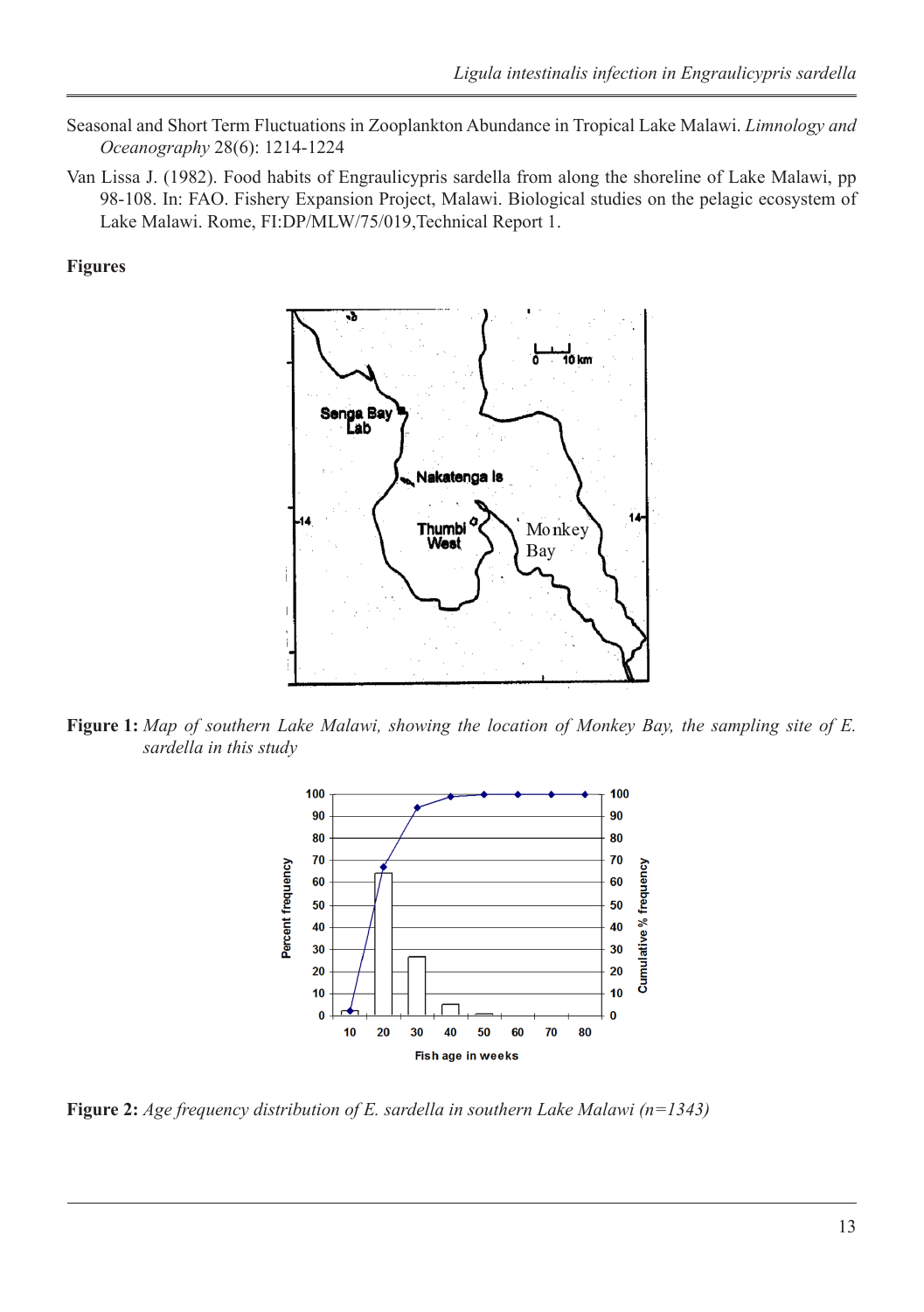Seasonal and Short Term Fluctuations in Zooplankton Abundance in Tropical Lake Malawi. *Limnology and Oceanography* 28(6): 1214-1224

Van Lissa J. (1982). Food habits of Engraulicypris sardella from along the shoreline of Lake Malawi, pp 98-108. In: FAO. Fishery Expansion Project, Malawi. Biological studies on the pelagic ecosystem of Lake Malawi. Rome, FI:DP/MLW/75/019,Technical Report 1.

**Figures**

**Figure 1:** *Map of southern Lake Malawi, showing the location of Monkey Bay, the sampling site of E. sardella in this study*

**Figure 2:** *Age frequency distribution of E. sardella in southern Lake Malawi (n=1343)*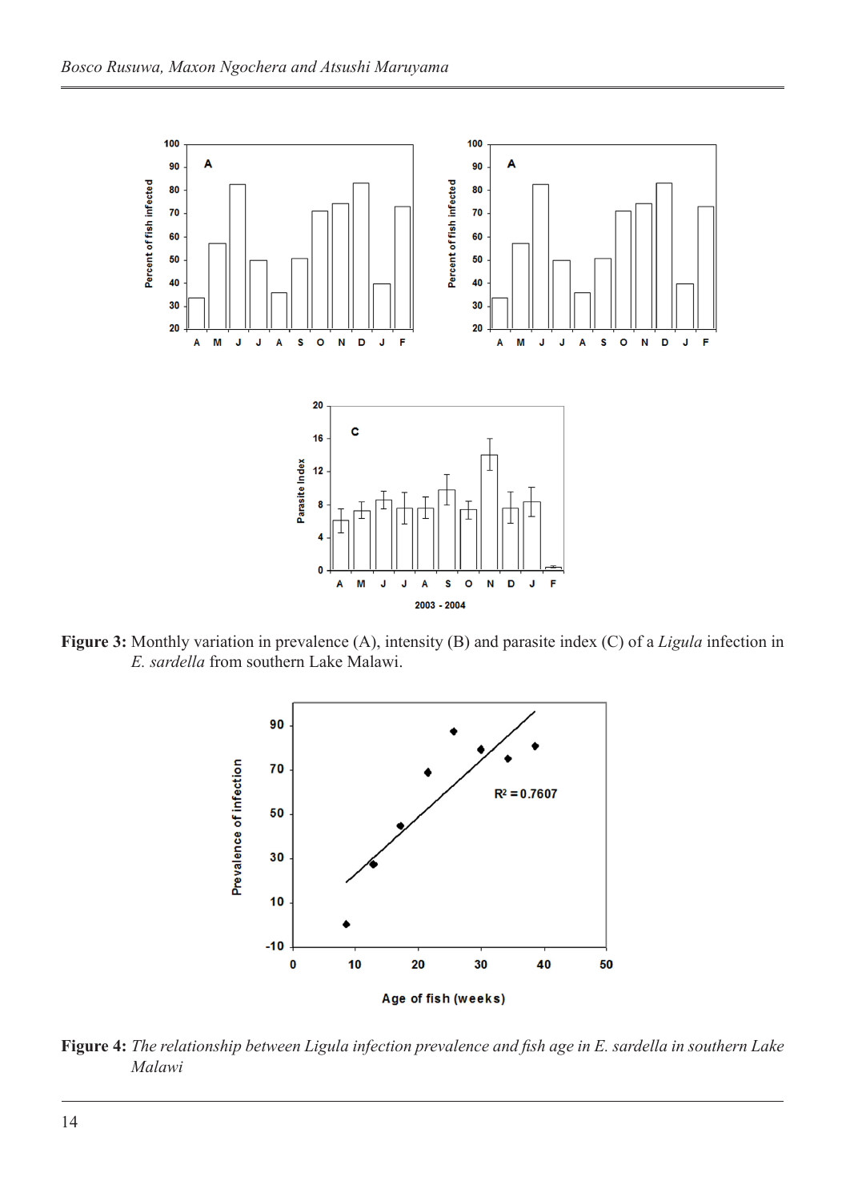100
90
A
80
70
60
50
40
30
20
Percent of fish infected
A M J J A S O N D J F

100
90
A
80
70
60
50
40
30
20
Percent of fish infected
A M J J A S O N D J F

20
16
C
12
8
4
0
Parasite Index
A M J J A S O N D J F
2003 - 2004

**Figure 3:** Monthly variation in prevalence (A), intensity (B) and parasite index (C) of a *Ligula* infection in *E. sardella* from southern Lake Malawi.

90
70
50
30
10
-10
Prevalence of infection
$R^2 = 0.7607$
0 10 20 30 40 50
Age of fish (weeks)

**Figure 4:** *The relationship between Ligula infection prevalence and fish age in E. sardella in southern Lake Malawi*